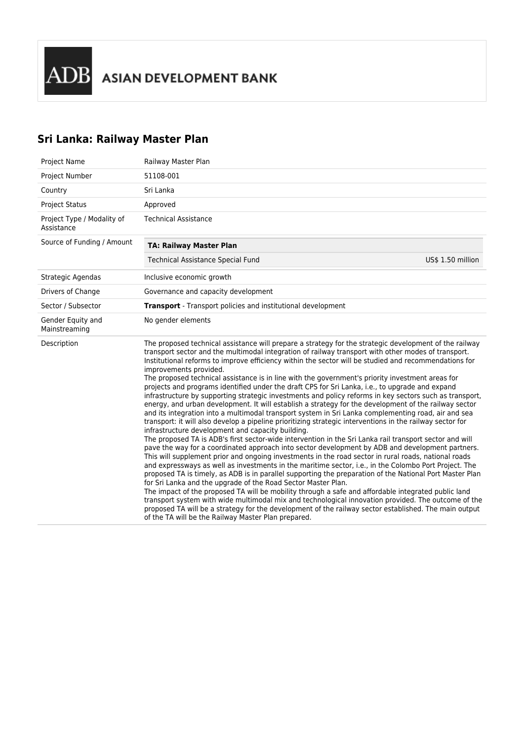ADB ASIAN DEVELOPMENT BANK

# Sri Lanka: Railway Master Plan

| | |
|---|---|
| Project Name | Railway Master Plan |
| Project Number | 51108-001 |
| Country | Sri Lanka |
| Project Status | Approved |
| Project Type / Modality of Assistance | Technical Assistance |
| Source of Funding / Amount | **TA: Railway Master Plan**<br>Technical Assistance Special Fund — US$ 1.50 million |
| Strategic Agendas | Inclusive economic growth |
| Drivers of Change | Governance and capacity development |
| Sector / Subsector | **Transport** - Transport policies and institutional development |
| Gender Equity and Mainstreaming | No gender elements |
| Description | The proposed technical assistance will prepare a strategy for the strategic development of the railway transport sector and the multimodal integration of railway transport with other modes of transport. Institutional reforms to improve efficiency within the sector will be studied and recommendations for improvements provided.<br>The proposed technical assistance is in line with the government's priority investment areas for projects and programs identified under the draft CPS for Sri Lanka, i.e., to upgrade and expand infrastructure by supporting strategic investments and policy reforms in key sectors such as transport, energy, and urban development. It will establish a strategy for the development of the railway sector and its integration into a multimodal transport system in Sri Lanka complementing road, air and sea transport: it will also develop a pipeline prioritizing strategic interventions in the railway sector for infrastructure development and capacity building.<br>The proposed TA is ADB's first sector-wide intervention in the Sri Lanka rail transport sector and will pave the way for a coordinated approach into sector development by ADB and development partners. This will supplement prior and ongoing investments in the road sector in rural roads, national roads and expressways as well as investments in the maritime sector, i.e., in the Colombo Port Project. The proposed TA is timely, as ADB is in parallel supporting the preparation of the National Port Master Plan for Sri Lanka and the upgrade of the Road Sector Master Plan.<br>The impact of the proposed TA will be mobility through a safe and affordable integrated public land transport system with wide multimodal mix and technological innovation provided. The outcome of the proposed TA will be a strategy for the development of the railway sector established. The main output of the TA will be the Railway Master Plan prepared. |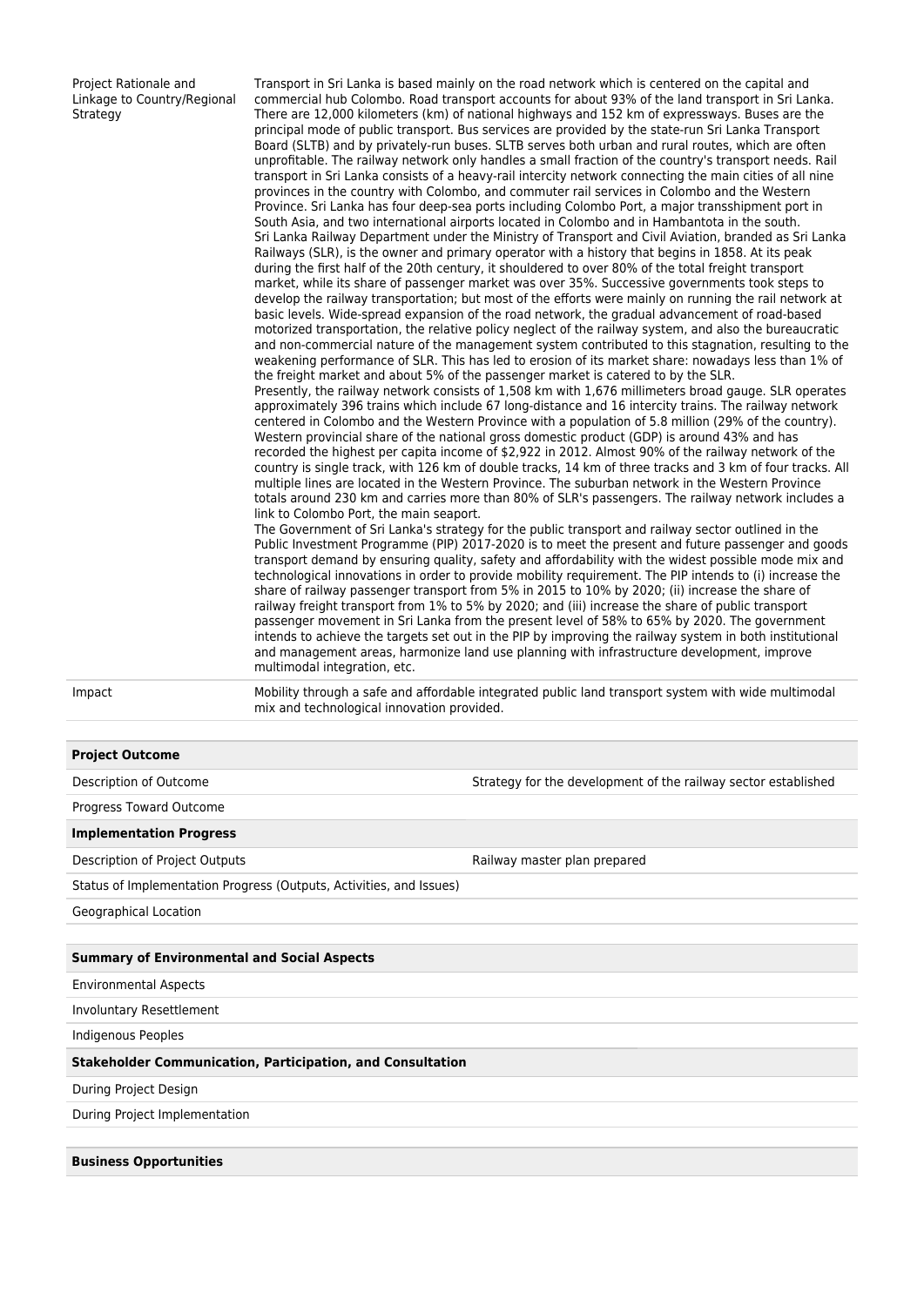| | |
|---|---|
| Project Rationale and Linkage to Country/Regional Strategy | Transport in Sri Lanka is based mainly on the road network which is centered on the capital and commercial hub Colombo. Road transport accounts for about 93% of the land transport in Sri Lanka. There are 12,000 kilometers (km) of national highways and 152 km of expressways. Buses are the principal mode of public transport. Bus services are provided by the state-run Sri Lanka Transport Board (SLTB) and by privately-run buses. SLTB serves both urban and rural routes, which are often unprofitable. The railway network only handles a small fraction of the country's transport needs. Rail transport in Sri Lanka consists of a heavy-rail intercity network connecting the main cities of all nine provinces in the country with Colombo, and commuter rail services in Colombo and the Western Province. Sri Lanka has four deep-sea ports including Colombo Port, a major transshipment port in South Asia, and two international airports located in Colombo and in Hambantota in the south.<br>Sri Lanka Railway Department under the Ministry of Transport and Civil Aviation, branded as Sri Lanka Railways (SLR), is the owner and primary operator with a history that begins in 1858. At its peak during the first half of the 20th century, it shouldered to over 80% of the total freight transport market, while its share of passenger market was over 35%. Successive governments took steps to develop the railway transportation; but most of the efforts were mainly on running the rail network at basic levels. Wide-spread expansion of the road network, the gradual advancement of road-based motorized transportation, the relative policy neglect of the railway system, and also the bureaucratic and non-commercial nature of the management system contributed to this stagnation, resulting to the weakening performance of SLR. This has led to erosion of its market share: nowadays less than 1% of the freight market and about 5% of the passenger market is catered to by the SLR.<br>Presently, the railway network consists of 1,508 km with 1,676 millimeters broad gauge. SLR operates approximately 396 trains which include 67 long-distance and 16 intercity trains. The railway network centered in Colombo and the Western Province with a population of 5.8 million (29% of the country). Western provincial share of the national gross domestic product (GDP) is around 43% and has recorded the highest per capita income of $2,922 in 2012. Almost 90% of the railway network of the country is single track, with 126 km of double tracks, 14 km of three tracks and 3 km of four tracks. All multiple lines are located in the Western Province. The suburban network in the Western Province totals around 230 km and carries more than 80% of SLR's passengers. The railway network includes a link to Colombo Port, the main seaport.<br>The Government of Sri Lanka's strategy for the public transport and railway sector outlined in the Public Investment Programme (PIP) 2017-2020 is to meet the present and future passenger and goods transport demand by ensuring quality, safety and affordability with the widest possible mode mix and technological innovations in order to provide mobility requirement. The PIP intends to (i) increase the share of railway passenger transport from 5% in 2015 to 10% by 2020; (ii) increase the share of railway freight transport from 1% to 5% by 2020; and (iii) increase the share of public transport passenger movement in Sri Lanka from the present level of 58% to 65% by 2020. The government intends to achieve the targets set out in the PIP by improving the railway system in both institutional and management areas, harmonize land use planning with infrastructure development, improve multimodal integration, etc. |
| Impact | Mobility through a safe and affordable integrated public land transport system with wide multimodal mix and technological innovation provided. |

| **Project Outcome** | |
|---|---|
| Description of Outcome | Strategy for the development of the railway sector established |
| Progress Toward Outcome | |
| **Implementation Progress** | |
| Description of Project Outputs | Railway master plan prepared |
| Status of Implementation Progress (Outputs, Activities, and Issues) | |
| Geographical Location | |

| **Summary of Environmental and Social Aspects** | |
|---|---|
| Environmental Aspects | |
| Involuntary Resettlement | |
| Indigenous Peoples | |
| **Stakeholder Communication, Participation, and Consultation** | |
| During Project Design | |
| During Project Implementation | |

| **Business Opportunities** | |
|---|---|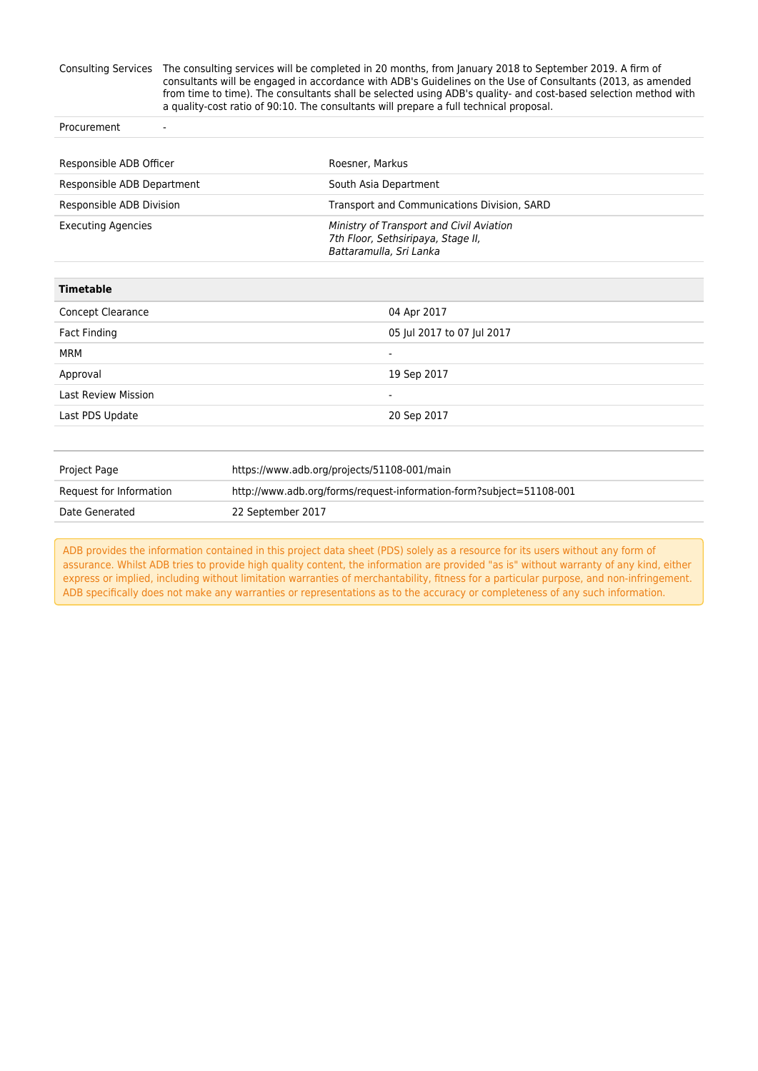| | |
|---|---|
| Consulting Services | The consulting services will be completed in 20 months, from January 2018 to September 2019. A firm of consultants will be engaged in accordance with ADB's Guidelines on the Use of Consultants (2013, as amended from time to time). The consultants shall be selected using ADB's quality- and cost-based selection method with a quality-cost ratio of 90:10. The consultants will prepare a full technical proposal. |
| Procurement | - |

| | |
|---|---|
| Responsible ADB Officer | Roesner, Markus |
| Responsible ADB Department | South Asia Department |
| Responsible ADB Division | Transport and Communications Division, SARD |
| Executing Agencies | *Ministry of Transport and Civil Aviation*<br>*7th Floor, Sethsiripaya, Stage II,*<br>*Battaramulla, Sri Lanka* |

| **Timetable** | |
|---|---|
| Concept Clearance | 04 Apr 2017 |
| Fact Finding | 05 Jul 2017 to 07 Jul 2017 |
| MRM | - |
| Approval | 19 Sep 2017 |
| Last Review Mission | - |
| Last PDS Update | 20 Sep 2017 |

| | |
|---|---|
| Project Page | https://www.adb.org/projects/51108-001/main |
| Request for Information | http://www.adb.org/forms/request-information-form?subject=51108-001 |
| Date Generated | 22 September 2017 |

ADB provides the information contained in this project data sheet (PDS) solely as a resource for its users without any form of assurance. Whilst ADB tries to provide high quality content, the information are provided "as is" without warranty of any kind, either express or implied, including without limitation warranties of merchantability, fitness for a particular purpose, and non-infringement. ADB specifically does not make any warranties or representations as to the accuracy or completeness of any such information.